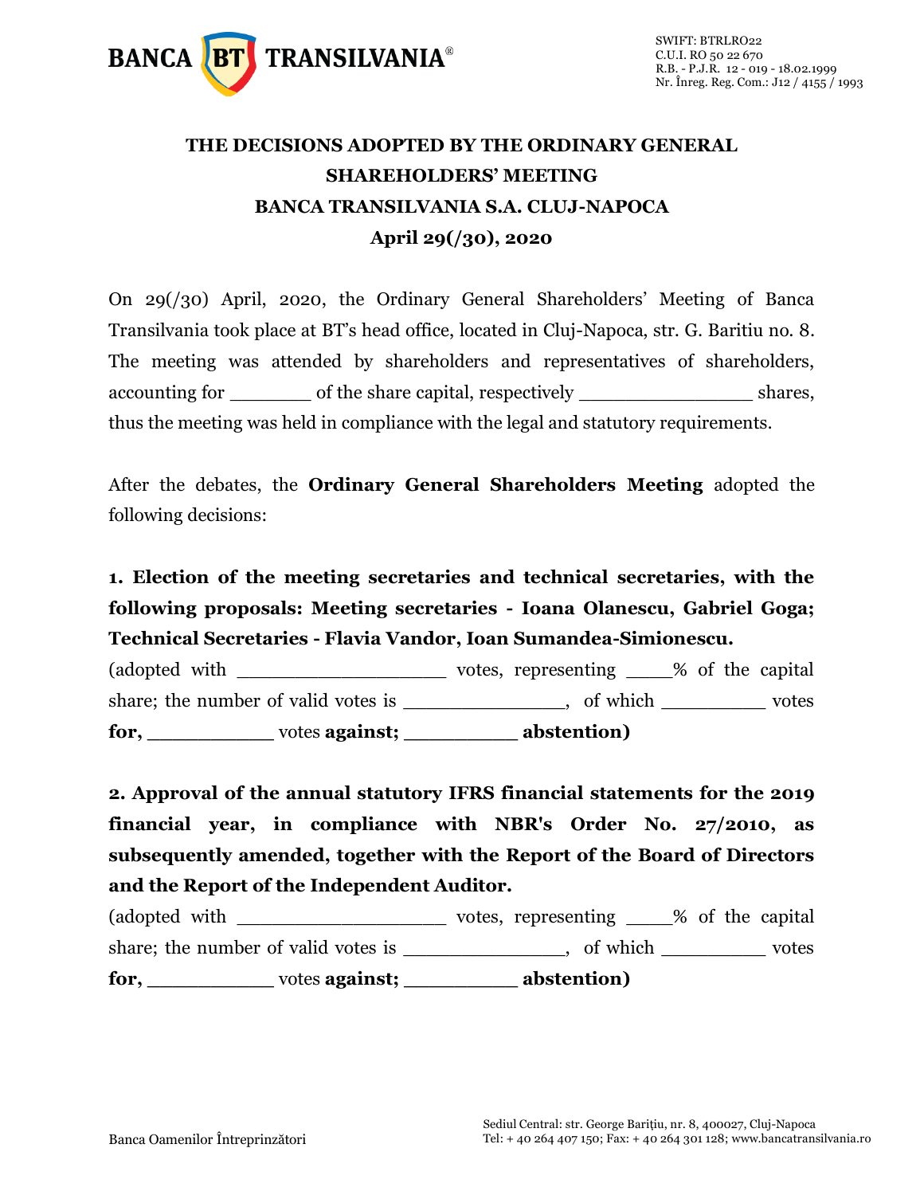# THE DECISIONS ADOPTED BY THE ORDINARY GENERAL SHAREHOLDERS' MEETING BANCA TRANSILVANIA S.A. CLUJ-NAPOCA April 29(/30), 2020

On 29(/30) April, 2020, the Ordinary General Shareholders' Meeting of Banca Transilvania took place at BT's head office, located in Cluj-Napoca, str. G. Baritiu no. 8. The meeting was attended by shareholders and representatives of shareholders, accounting for _______ of the share capital, respectively _______________ shares, thus the meeting was held in compliance with the legal and statutory requirements.

After the debates, the **Ordinary General Shareholders Meeting** adopted the following decisions:

**1. Election of the meeting secretaries and technical secretaries, with the following proposals: Meeting secretaries - Ioana Olanescu, Gabriel Goga; Technical Secretaries - Flavia Vandor, Ioan Sumandea-Simionescu.**

(adopted with __________________ votes, representing ____% of the capital share; the number of valid votes is ______________, of which _________ votes **for,** __________ votes **against;** _________ **abstention)**

**2. Approval of the annual statutory IFRS financial statements for the 2019 financial year, in compliance with NBR's Order No. 27/2010, as subsequently amended, together with the Report of the Board of Directors and the Report of the Independent Auditor.**

(adopted with __________________ votes, representing ____% of the capital share; the number of valid votes is ______________, of which _________ votes **for,** __________ votes **against;** _________ **abstention)**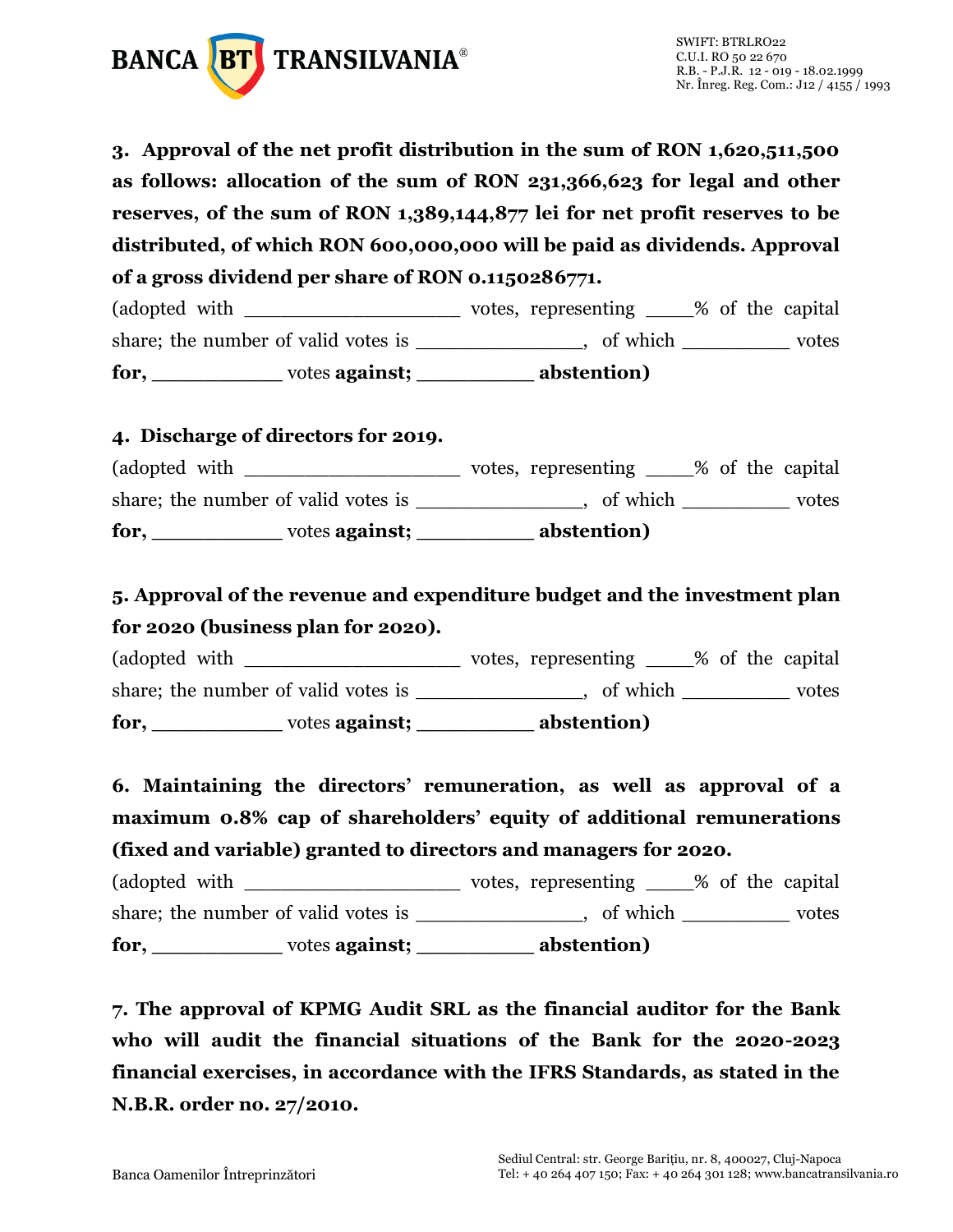**3. Approval of the net profit distribution in the sum of RON 1,620,511,500 as follows: allocation of the sum of RON 231,366,623 for legal and other reserves, of the sum of RON 1,389,144,877 lei for net profit reserves to be distributed, of which RON 600,000,000 will be paid as dividends. Approval of a gross dividend per share of RON 0.1150286771.**

(adopted with __________________ votes, representing ____% of the capital share; the number of valid votes is ______________, of which _________ votes **for,** ___________ votes **against;** __________ **abstention)**

**4. Discharge of directors for 2019.**

(adopted with __________________ votes, representing ____% of the capital share; the number of valid votes is ______________, of which _________ votes **for,** ___________ votes **against;** __________ **abstention)**

**5. Approval of the revenue and expenditure budget and the investment plan for 2020 (business plan for 2020).**

(adopted with __________________ votes, representing ____% of the capital share; the number of valid votes is ______________, of which _________ votes **for,** ___________ votes **against;** __________ **abstention)**

**6. Maintaining the directors' remuneration, as well as approval of a maximum 0.8% cap of shareholders' equity of additional remunerations (fixed and variable) granted to directors and managers for 2020.**

(adopted with __________________ votes, representing ____% of the capital share; the number of valid votes is ______________, of which _________ votes **for,** ___________ votes **against;** __________ **abstention)**

**7. The approval of KPMG Audit SRL as the financial auditor for the Bank who will audit the financial situations of the Bank for the 2020-2023 financial exercises, in accordance with the IFRS Standards, as stated in the N.B.R. order no. 27/2010.**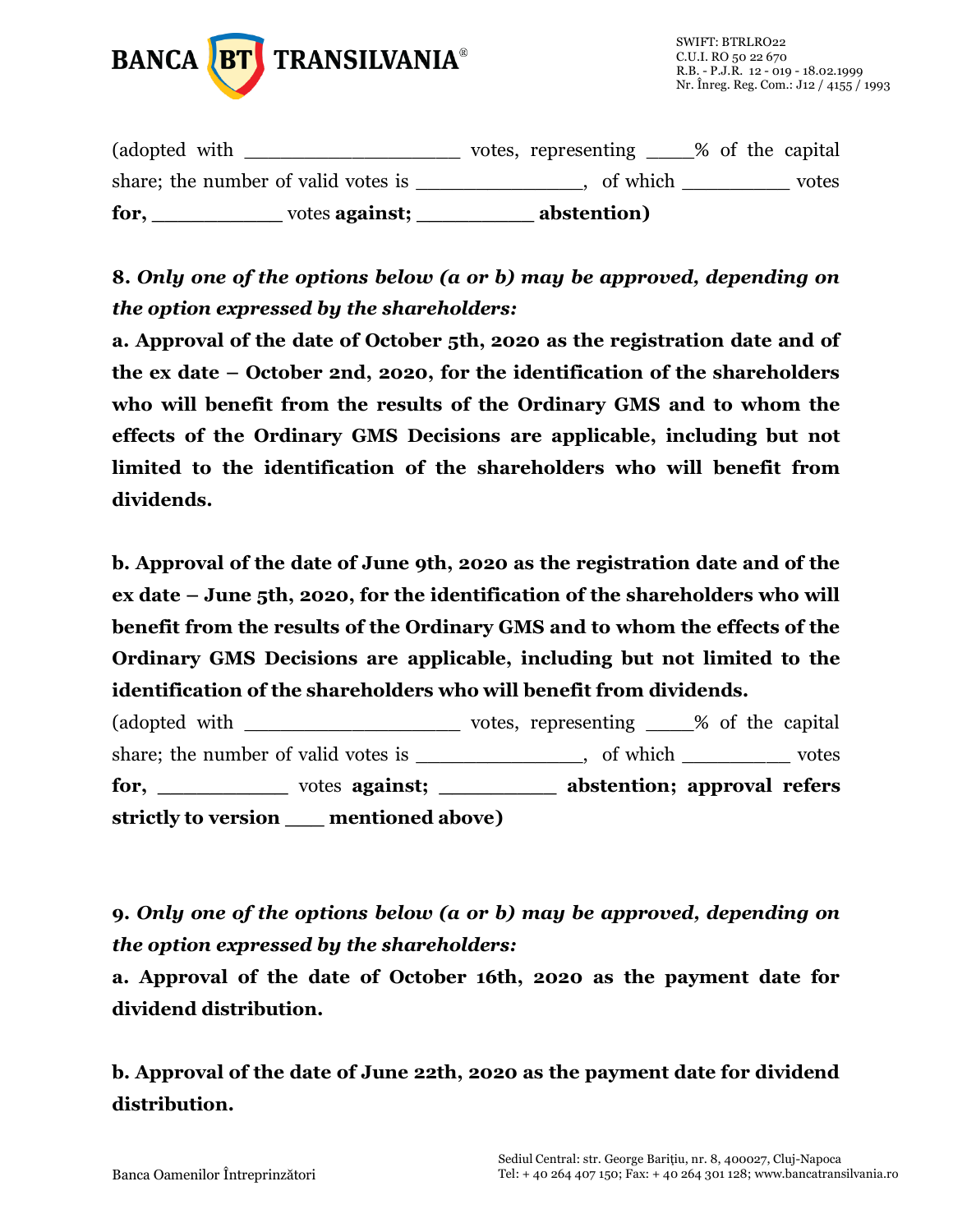(adopted with ___________________ votes, representing ____% of the capital share; the number of valid votes is _______________, of which __________ votes **for,** ___________ votes **against;** __________ **abstention)**

**8.** ***Only one of the options below (a or b) may be approved, depending on the option expressed by the shareholders:***

**a. Approval of the date of October 5th, 2020 as the registration date and of the ex date – October 2nd, 2020, for the identification of the shareholders who will benefit from the results of the Ordinary GMS and to whom the effects of the Ordinary GMS Decisions are applicable, including but not limited to the identification of the shareholders who will benefit from dividends.**

**b. Approval of the date of June 9th, 2020 as the registration date and of the ex date – June 5th, 2020, for the identification of the shareholders who will benefit from the results of the Ordinary GMS and to whom the effects of the Ordinary GMS Decisions are applicable, including but not limited to the identification of the shareholders who will benefit from dividends.**

(adopted with ___________________ votes, representing ____% of the capital share; the number of valid votes is _______________, of which __________ votes **for,** ___________ votes **against;** __________ **abstention; approval refers strictly to version ___ mentioned above)**

**9.** ***Only one of the options below (a or b) may be approved, depending on the option expressed by the shareholders:***

**a. Approval of the date of October 16th, 2020 as the payment date for dividend distribution.**

**b. Approval of the date of June 22th, 2020 as the payment date for dividend distribution.**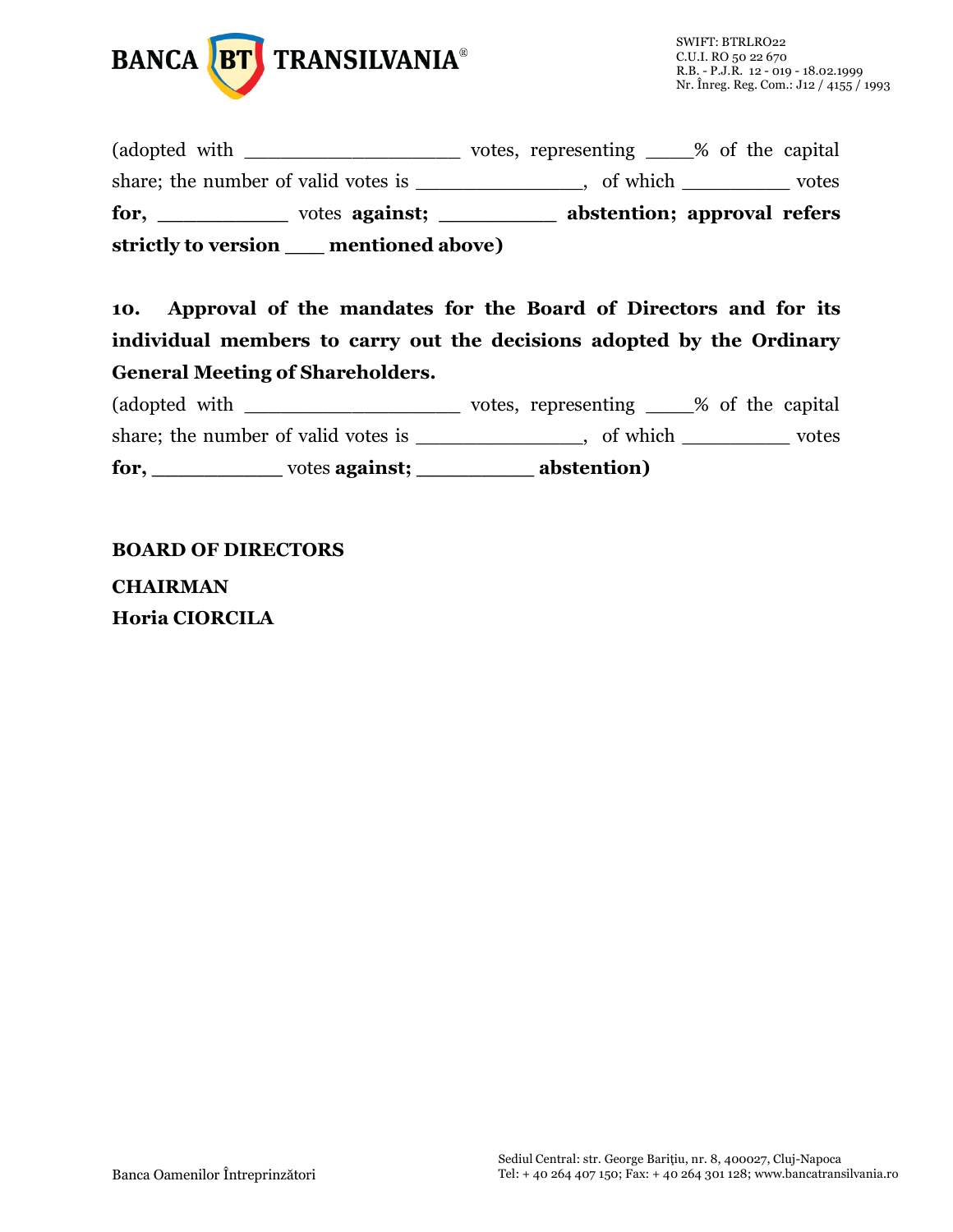(adopted with __________________ votes, representing ____% of the capital share; the number of valid votes is ______________, of which _________ votes **for,** __________ votes **against;** _________ **abstention; approval refers strictly to version ___ mentioned above)**

**10. Approval of the mandates for the Board of Directors and for its individual members to carry out the decisions adopted by the Ordinary General Meeting of Shareholders.**

(adopted with __________________ votes, representing ____% of the capital share; the number of valid votes is ______________, of which _________ votes **for,** __________ votes **against;** _________ **abstention)**

**BOARD OF DIRECTORS**

**CHAIRMAN**

**Horia CIORCILA**